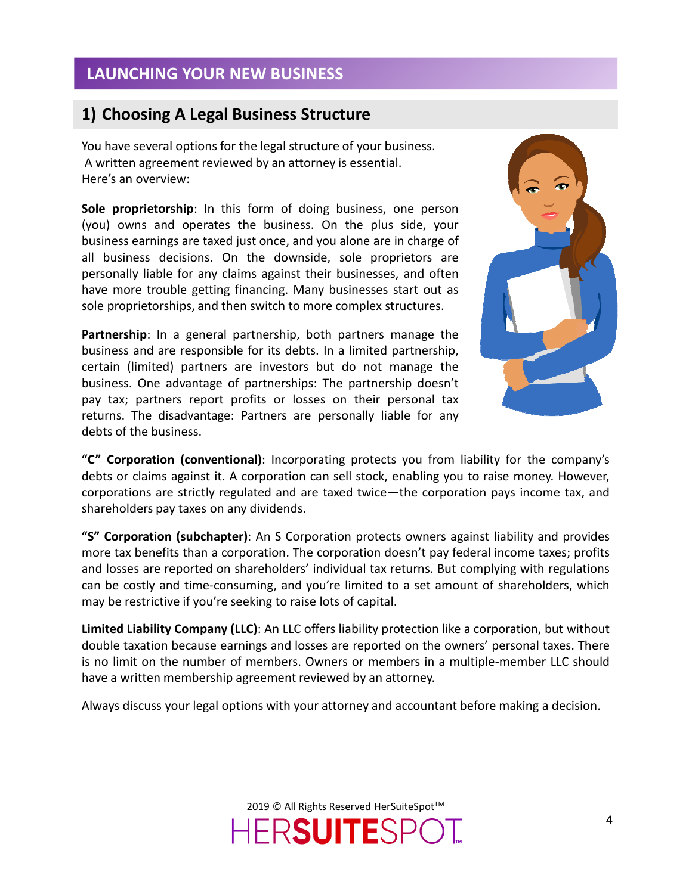# LAUNCHING YOUR NEW BUSINESS

## 1) Choosing A Legal Business Structure

You have several options for the legal structure of your business. A written agreement reviewed by an attorney is essential. Here's an overview:

**Sole proprietorship**: In this form of doing business, one person (you) owns and operates the business. On the plus side, your business earnings are taxed just once, and you alone are in charge of all business decisions. On the downside, sole proprietors are personally liable for any claims against their businesses, and often have more trouble getting financing. Many businesses start out as sole proprietorships, and then switch to more complex structures.

**Partnership**: In a general partnership, both partners manage the business and are responsible for its debts. In a limited partnership, certain (limited) partners are investors but do not manage the business. One advantage of partnerships: The partnership doesn't pay tax; partners report profits or losses on their personal tax returns. The disadvantage: Partners are personally liable for any debts of the business.

**"C" Corporation (conventional)**: Incorporating protects you from liability for the company's debts or claims against it. A corporation can sell stock, enabling you to raise money. However, corporations are strictly regulated and are taxed twice—the corporation pays income tax, and shareholders pay taxes on any dividends.

**"S" Corporation (subchapter)**: An S Corporation protects owners against liability and provides more tax benefits than a corporation. The corporation doesn't pay federal income taxes; profits and losses are reported on shareholders' individual tax returns. But complying with regulations can be costly and time-consuming, and you're limited to a set amount of shareholders, which may be restrictive if you're seeking to raise lots of capital.

**Limited Liability Company (LLC)**: An LLC offers liability protection like a corporation, but without double taxation because earnings and losses are reported on the owners' personal taxes. There is no limit on the number of members. Owners or members in a multiple-member LLC should have a written membership agreement reviewed by an attorney.

Always discuss your legal options with your attorney and accountant before making a decision.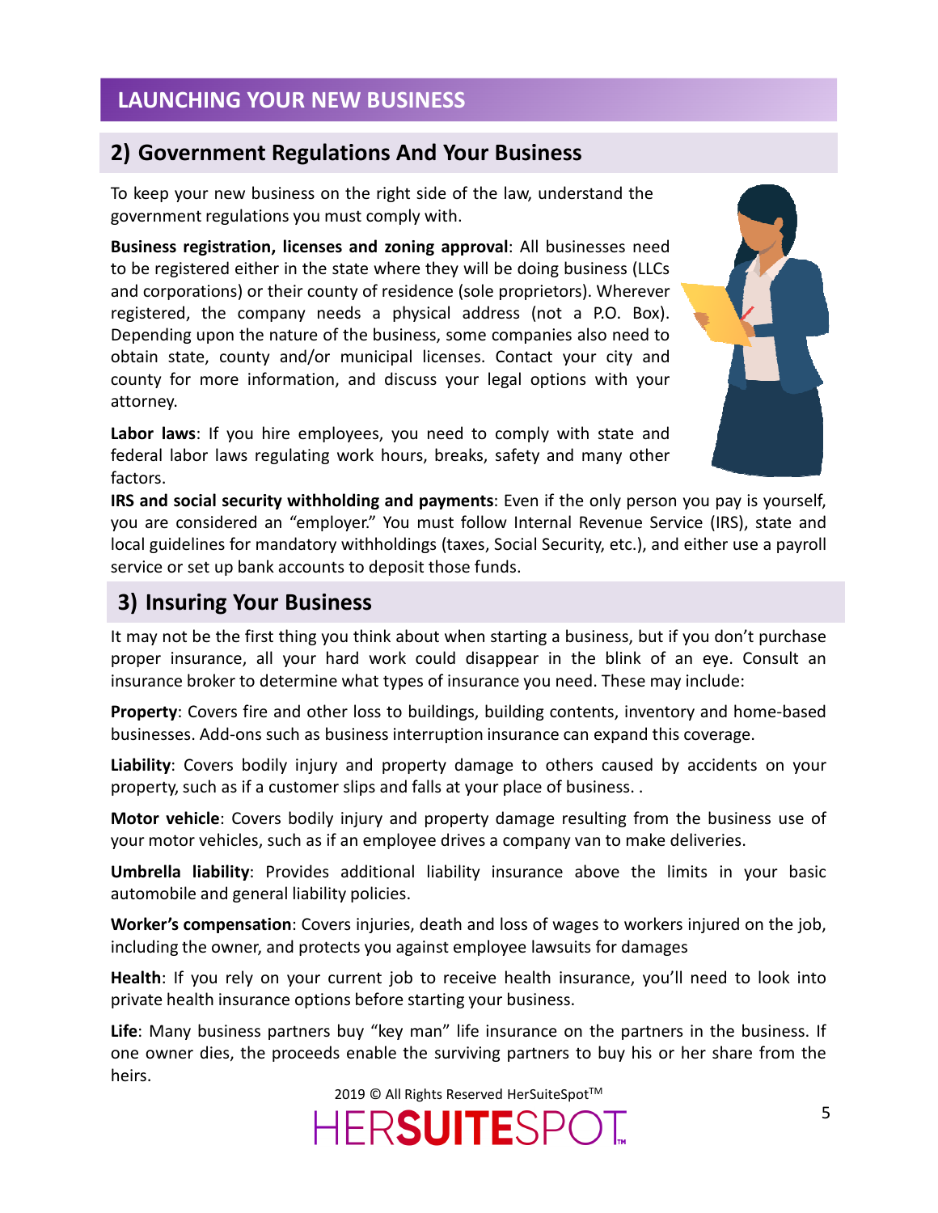## LAUNCHING YOUR NEW BUSINESS

## 2) Government Regulations And Your Business

To keep your new business on the right side of the law, understand the government regulations you must comply with.

**Business registration, licenses and zoning approval**: All businesses need to be registered either in the state where they will be doing business (LLCs and corporations) or their county of residence (sole proprietors). Wherever registered, the company needs a physical address (not a P.O. Box). Depending upon the nature of the business, some companies also need to obtain state, county and/or municipal licenses. Contact your city and county for more information, and discuss your legal options with your attorney.

**Labor laws**: If you hire employees, you need to comply with state and federal labor laws regulating work hours, breaks, safety and many other factors.

**IRS and social security withholding and payments**: Even if the only person you pay is yourself, you are considered an "employer." You must follow Internal Revenue Service (IRS), state and local guidelines for mandatory withholdings (taxes, Social Security, etc.), and either use a payroll service or set up bank accounts to deposit those funds.

## 3) Insuring Your Business

It may not be the first thing you think about when starting a business, but if you don't purchase proper insurance, all your hard work could disappear in the blink of an eye. Consult an insurance broker to determine what types of insurance you need. These may include:

**Property**: Covers fire and other loss to buildings, building contents, inventory and home-based businesses. Add-ons such as business interruption insurance can expand this coverage.

**Liability**: Covers bodily injury and property damage to others caused by accidents on your property, such as if a customer slips and falls at your place of business. .

**Motor vehicle**: Covers bodily injury and property damage resulting from the business use of your motor vehicles, such as if an employee drives a company van to make deliveries.

**Umbrella liability**: Provides additional liability insurance above the limits in your basic automobile and general liability policies.

**Worker's compensation**: Covers injuries, death and loss of wages to workers injured on the job, including the owner, and protects you against employee lawsuits for damages

**Health**: If you rely on your current job to receive health insurance, you'll need to look into private health insurance options before starting your business.

**Life**: Many business partners buy "key man" life insurance on the partners in the business. If one owner dies, the proceeds enable the surviving partners to buy his or her share from the heirs.

2019 © All Rights Reserved HerSuiteSpot™

HERSUITESPOT™